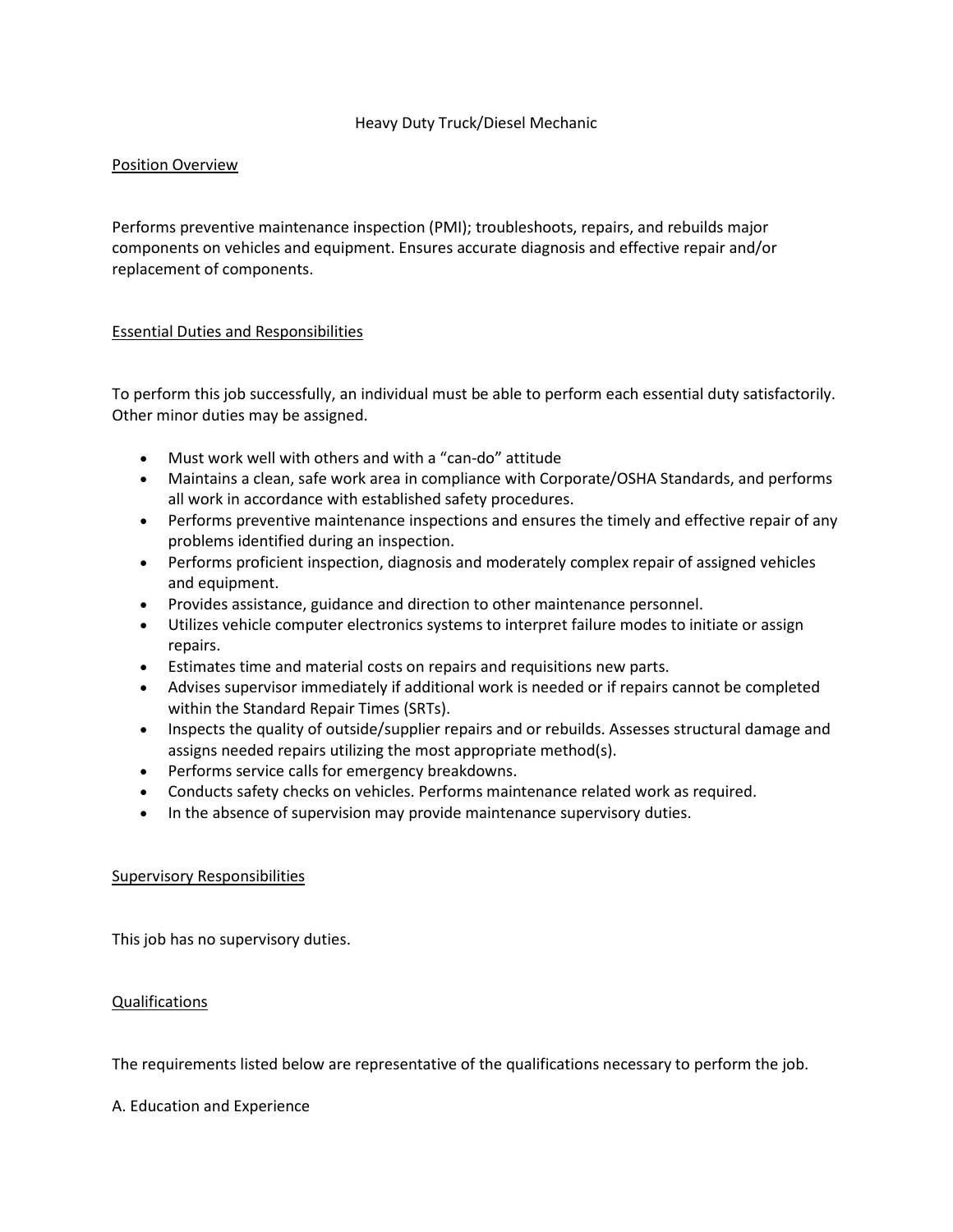# Heavy Duty Truck/Diesel Mechanic

## Position Overview

Performs preventive maintenance inspection (PMI); troubleshoots, repairs, and rebuilds major components on vehicles and equipment. Ensures accurate diagnosis and effective repair and/or replacement of components.

## Essential Duties and Responsibilities

To perform this job successfully, an individual must be able to perform each essential duty satisfactorily. Other minor duties may be assigned.

- Must work well with others and with a "can-do" attitude
- Maintains a clean, safe work area in compliance with Corporate/OSHA Standards, and performs all work in accordance with established safety procedures.
- Performs preventive maintenance inspections and ensures the timely and effective repair of any problems identified during an inspection.
- Performs proficient inspection, diagnosis and moderately complex repair of assigned vehicles and equipment.
- Provides assistance, guidance and direction to other maintenance personnel.
- Utilizes vehicle computer electronics systems to interpret failure modes to initiate or assign repairs.
- Estimates time and material costs on repairs and requisitions new parts.
- Advises supervisor immediately if additional work is needed or if repairs cannot be completed within the Standard Repair Times (SRTs).
- Inspects the quality of outside/supplier repairs and or rebuilds. Assesses structural damage and assigns needed repairs utilizing the most appropriate method(s).
- Performs service calls for emergency breakdowns.
- Conducts safety checks on vehicles. Performs maintenance related work as required.
- In the absence of supervision may provide maintenance supervisory duties.

## Supervisory Responsibilities

This job has no supervisory duties.

## Qualifications

The requirements listed below are representative of the qualifications necessary to perform the job.

A. Education and Experience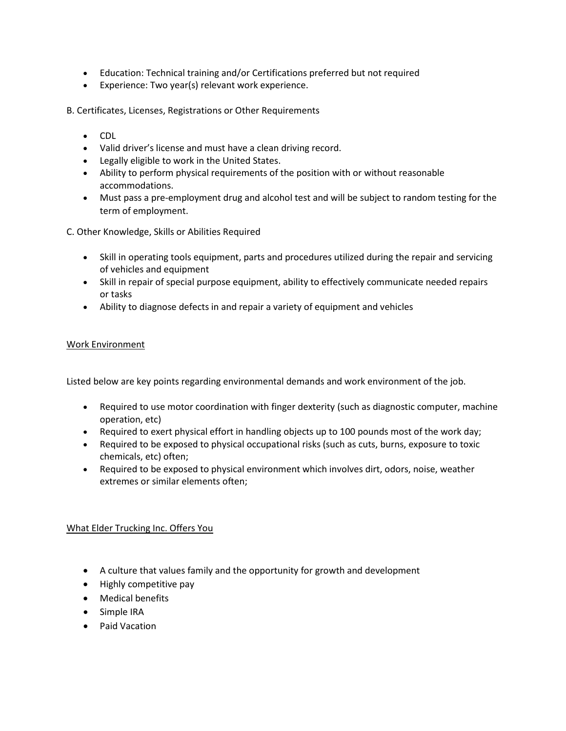- Education: Technical training and/or Certifications preferred but not required
- Experience: Two year(s) relevant work experience.

B. Certificates, Licenses, Registrations or Other Requirements

- CDL
- Valid driver's license and must have a clean driving record.
- Legally eligible to work in the United States.
- Ability to perform physical requirements of the position with or without reasonable accommodations.
- Must pass a pre-employment drug and alcohol test and will be subject to random testing for the term of employment.

C. Other Knowledge, Skills or Abilities Required

- Skill in operating tools equipment, parts and procedures utilized during the repair and servicing of vehicles and equipment
- Skill in repair of special purpose equipment, ability to effectively communicate needed repairs or tasks
- Ability to diagnose defects in and repair a variety of equipment and vehicles

<u>Work Environment</u>

Listed below are key points regarding environmental demands and work environment of the job.

- Required to use motor coordination with finger dexterity (such as diagnostic computer, machine operation, etc)
- Required to exert physical effort in handling objects up to 100 pounds most of the work day;
- Required to be exposed to physical occupational risks (such as cuts, burns, exposure to toxic chemicals, etc) often;
- Required to be exposed to physical environment which involves dirt, odors, noise, weather extremes or similar elements often;

<u>What Elder Trucking Inc. Offers You</u>

- A culture that values family and the opportunity for growth and development
- Highly competitive pay
- Medical benefits
- Simple IRA
- Paid Vacation